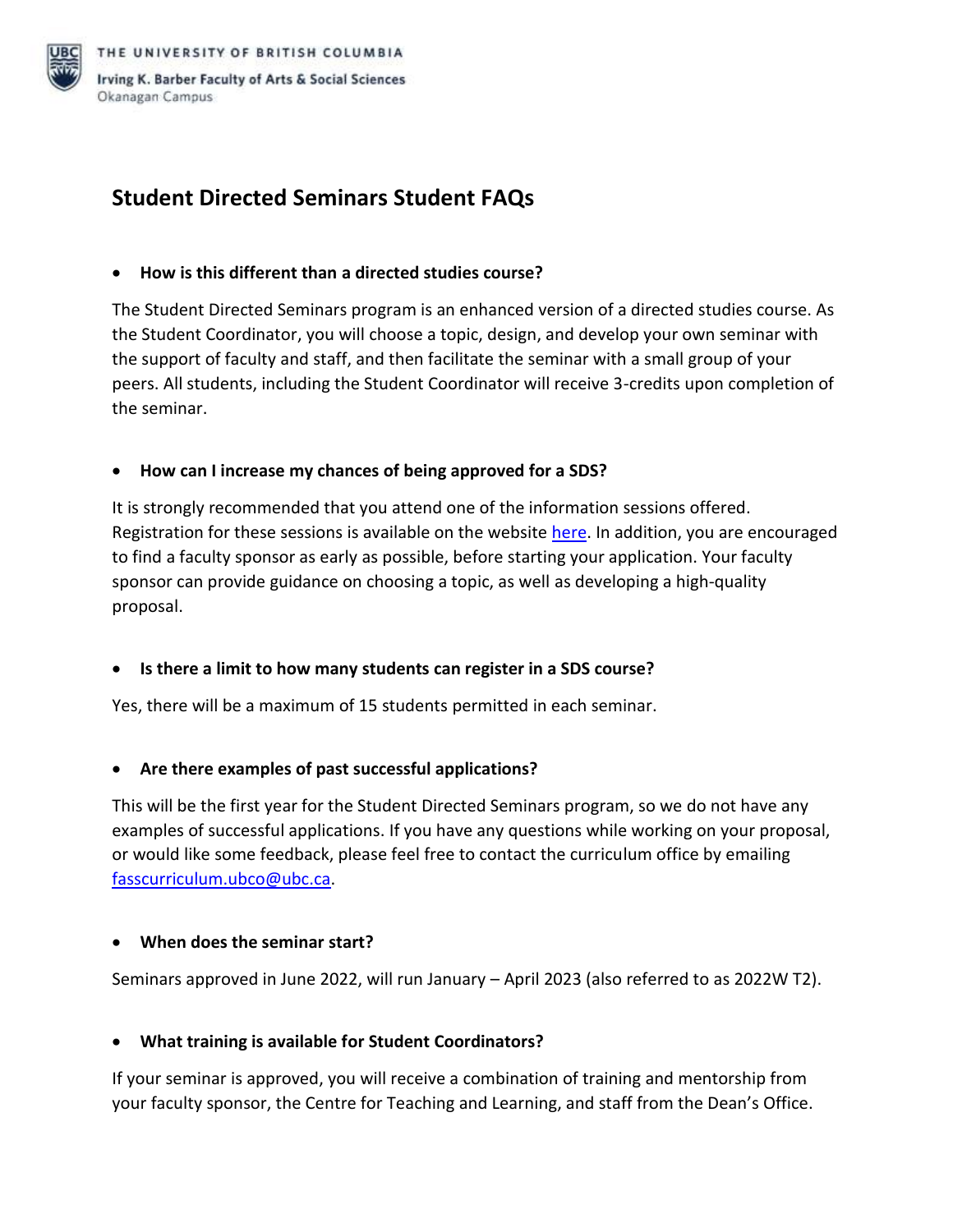THE UNIVERSITY OF BRITISH COLUMBIA

Irving K. Barber Faculty of Arts & Social Sciences
Okanagan Campus

# Student Directed Seminars Student FAQs

- **How is this different than a directed studies course?**

The Student Directed Seminars program is an enhanced version of a directed studies course. As the Student Coordinator, you will choose a topic, design, and develop your own seminar with the support of faculty and staff, and then facilitate the seminar with a small group of your peers. All students, including the Student Coordinator will receive 3-credits upon completion of the seminar.

- **How can I increase my chances of being approved for a SDS?**

It is strongly recommended that you attend one of the information sessions offered. Registration for these sessions is available on the website here. In addition, you are encouraged to find a faculty sponsor as early as possible, before starting your application. Your faculty sponsor can provide guidance on choosing a topic, as well as developing a high-quality proposal.

- **Is there a limit to how many students can register in a SDS course?**

Yes, there will be a maximum of 15 students permitted in each seminar.

- **Are there examples of past successful applications?**

This will be the first year for the Student Directed Seminars program, so we do not have any examples of successful applications. If you have any questions while working on your proposal, or would like some feedback, please feel free to contact the curriculum office by emailing fasscurriculum.ubco@ubc.ca.

- **When does the seminar start?**

Seminars approved in June 2022, will run January – April 2023 (also referred to as 2022W T2).

- **What training is available for Student Coordinators?**

If your seminar is approved, you will receive a combination of training and mentorship from your faculty sponsor, the Centre for Teaching and Learning, and staff from the Dean's Office.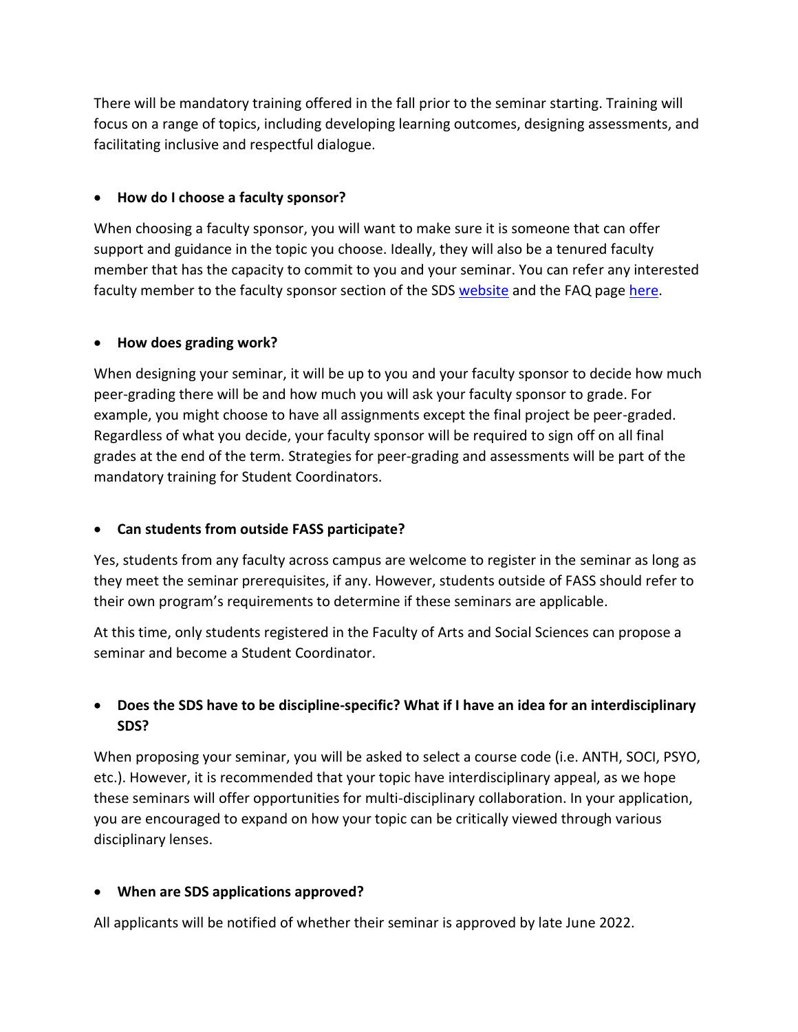There will be mandatory training offered in the fall prior to the seminar starting. Training will focus on a range of topics, including developing learning outcomes, designing assessments, and facilitating inclusive and respectful dialogue.

- **How do I choose a faculty sponsor?**

When choosing a faculty sponsor, you will want to make sure it is someone that can offer support and guidance in the topic you choose. Ideally, they will also be a tenured faculty member that has the capacity to commit to you and your seminar. You can refer any interested faculty member to the faculty sponsor section of the SDS website and the FAQ page here.

- **How does grading work?**

When designing your seminar, it will be up to you and your faculty sponsor to decide how much peer-grading there will be and how much you will ask your faculty sponsor to grade. For example, you might choose to have all assignments except the final project be peer-graded. Regardless of what you decide, your faculty sponsor will be required to sign off on all final grades at the end of the term. Strategies for peer-grading and assessments will be part of the mandatory training for Student Coordinators.

- **Can students from outside FASS participate?**

Yes, students from any faculty across campus are welcome to register in the seminar as long as they meet the seminar prerequisites, if any. However, students outside of FASS should refer to their own program's requirements to determine if these seminars are applicable.

At this time, only students registered in the Faculty of Arts and Social Sciences can propose a seminar and become a Student Coordinator.

- **Does the SDS have to be discipline-specific? What if I have an idea for an interdisciplinary SDS?**

When proposing your seminar, you will be asked to select a course code (i.e. ANTH, SOCI, PSYO, etc.). However, it is recommended that your topic have interdisciplinary appeal, as we hope these seminars will offer opportunities for multi-disciplinary collaboration. In your application, you are encouraged to expand on how your topic can be critically viewed through various disciplinary lenses.

- **When are SDS applications approved?**

All applicants will be notified of whether their seminar is approved by late June 2022.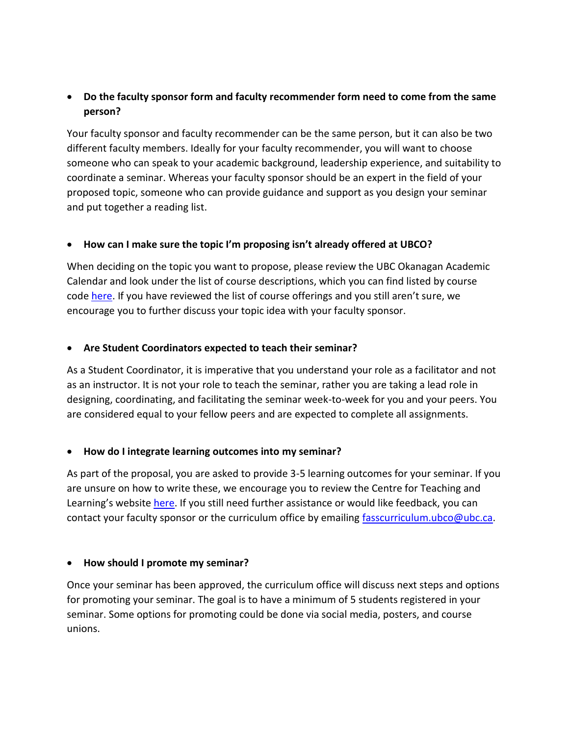- **Do the faculty sponsor form and faculty recommender form need to come from the same person?**

Your faculty sponsor and faculty recommender can be the same person, but it can also be two different faculty members. Ideally for your faculty recommender, you will want to choose someone who can speak to your academic background, leadership experience, and suitability to coordinate a seminar. Whereas your faculty sponsor should be an expert in the field of your proposed topic, someone who can provide guidance and support as you design your seminar and put together a reading list.

- **How can I make sure the topic I'm proposing isn't already offered at UBCO?**

When deciding on the topic you want to propose, please review the UBC Okanagan Academic Calendar and look under the list of course descriptions, which you can find listed by course code here. If you have reviewed the list of course offerings and you still aren't sure, we encourage you to further discuss your topic idea with your faculty sponsor.

- **Are Student Coordinators expected to teach their seminar?**

As a Student Coordinator, it is imperative that you understand your role as a facilitator and not as an instructor. It is not your role to teach the seminar, rather you are taking a lead role in designing, coordinating, and facilitating the seminar week-to-week for you and your peers. You are considered equal to your fellow peers and are expected to complete all assignments.

- **How do I integrate learning outcomes into my seminar?**

As part of the proposal, you are asked to provide 3-5 learning outcomes for your seminar. If you are unsure on how to write these, we encourage you to review the Centre for Teaching and Learning's website here. If you still need further assistance or would like feedback, you can contact your faculty sponsor or the curriculum office by emailing fasscurriculum.ubco@ubc.ca.

- **How should I promote my seminar?**

Once your seminar has been approved, the curriculum office will discuss next steps and options for promoting your seminar. The goal is to have a minimum of 5 students registered in your seminar. Some options for promoting could be done via social media, posters, and course unions.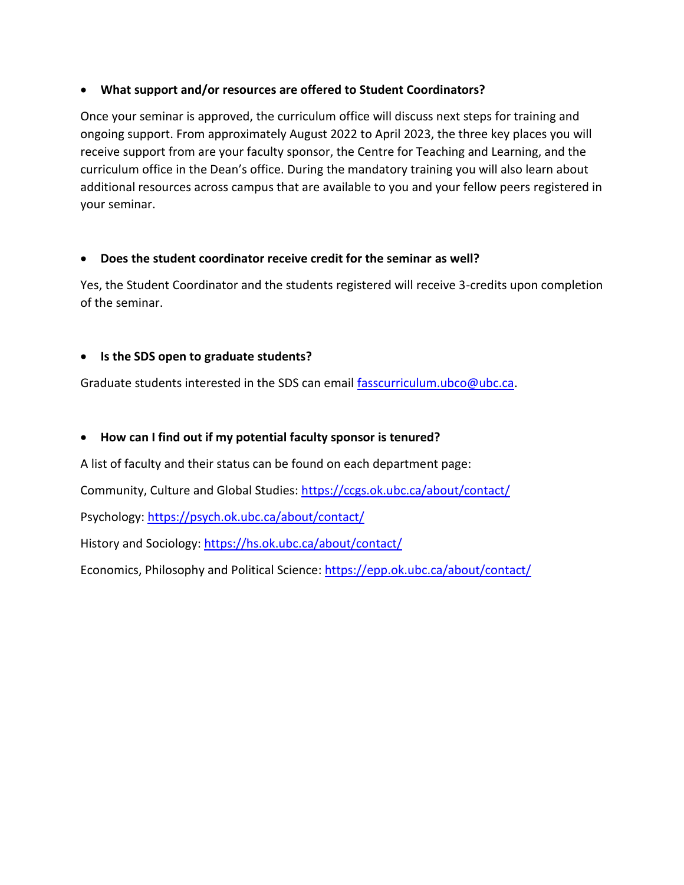- **What support and/or resources are offered to Student Coordinators?**

Once your seminar is approved, the curriculum office will discuss next steps for training and ongoing support. From approximately August 2022 to April 2023, the three key places you will receive support from are your faculty sponsor, the Centre for Teaching and Learning, and the curriculum office in the Dean's office. During the mandatory training you will also learn about additional resources across campus that are available to you and your fellow peers registered in your seminar.

- **Does the student coordinator receive credit for the seminar as well?**

Yes, the Student Coordinator and the students registered will receive 3-credits upon completion of the seminar.

- **Is the SDS open to graduate students?**

Graduate students interested in the SDS can email fasscurriculum.ubco@ubc.ca.

- **How can I find out if my potential faculty sponsor is tenured?**

A list of faculty and their status can be found on each department page:

Community, Culture and Global Studies: https://ccgs.ok.ubc.ca/about/contact/

Psychology: https://psych.ok.ubc.ca/about/contact/

History and Sociology: https://hs.ok.ubc.ca/about/contact/

Economics, Philosophy and Political Science: https://epp.ok.ubc.ca/about/contact/